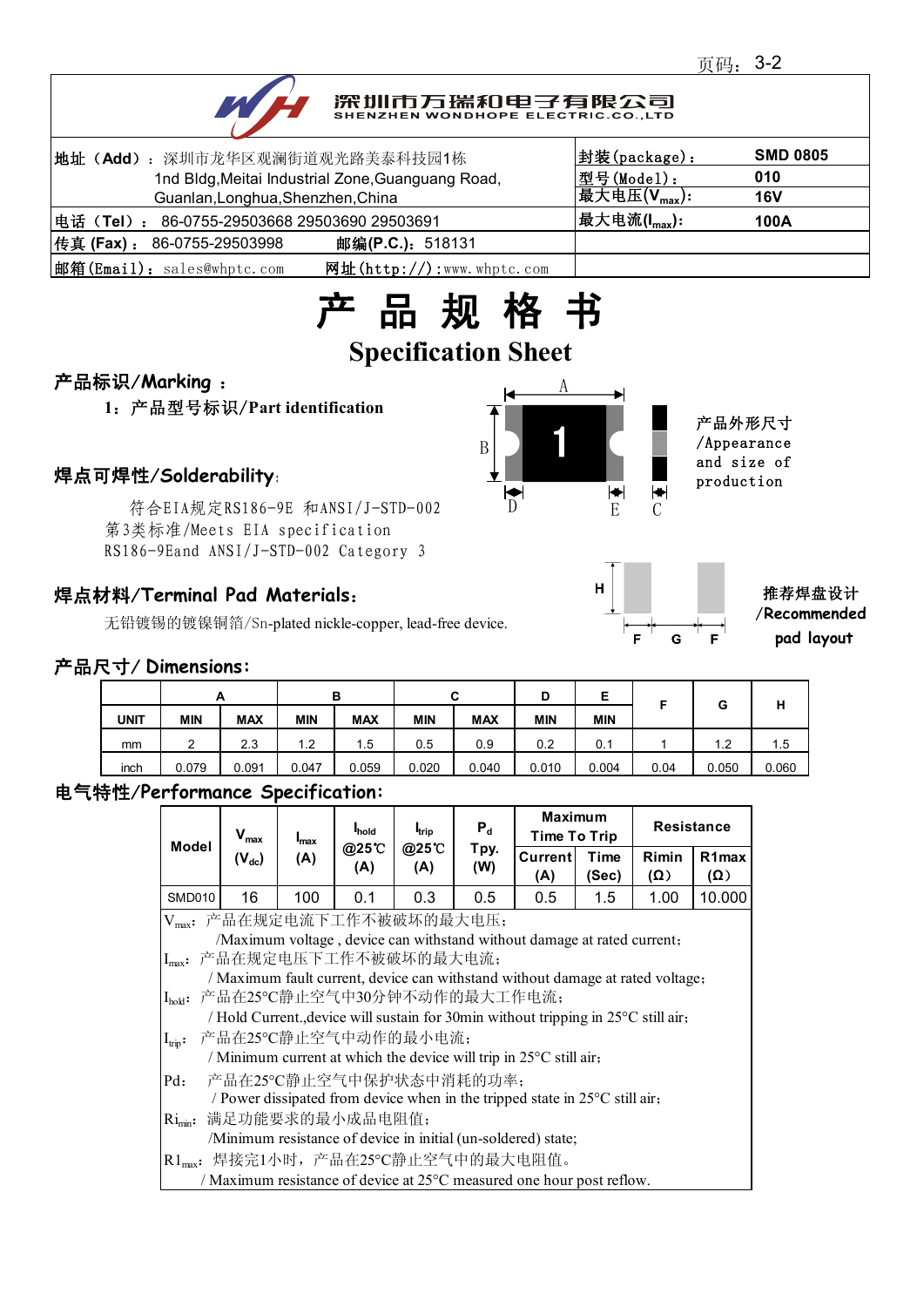深圳市万瑞和电子有限公司
SHENZHEN WONDHOPE ELECTRIC.CO.,LTD

| 地址（Add）：深圳市龙华区观澜街道观光路美泰科技园1栋 1nd Bldg,Meitai Industrial Zone,Guanguang Road, Guanlan,Longhua,Shenzhen,China | 封装(package)： SMD 0805 |
|---|---|
| | 型号(Model)： 010 |
| | 最大电压($V_{max}$)： 16V |
| 电话（Tel）： 86-0755-29503668 29503690 29503691 | 最大电流($I_{max}$)： 100A |
| 传真 (Fax)： 86-0755-29503998　　邮编(P.C.)：518131 | |
| 邮箱(Email)：sales@whptc.com　　网址(http://)：www.whptc.com | |

# 产 品 规 格 书

# Specification Sheet

## 产品标识/Marking ：

1：产品型号标识/Part identification

产品外形尺寸/Appearance and size of production

## 焊点可焊性/Solderability：

符合EIA规定RS186-9E 和ANSI/J-STD-002第3类标准/Meets EIA specification RS186-9Eand ANSI/J-STD-002 Category 3

## 焊点材料/Terminal Pad Materials：

无铅镀锡的镀镍铜箔/Sn-plated nickle-copper, lead-free device.

推荐焊盘设计/Recommended pad layout

## 产品尺寸/ Dimensions：

| | A | | B | | C | | D | E | F | G | H |
|---|---|---|---|---|---|---|---|---|---|---|---|
| UNIT | MIN | MAX | MIN | MAX | MIN | MAX | MIN | MIN | | | |
| mm | 2 | 2.3 | 1.2 | 1.5 | 0.5 | 0.9 | 0.2 | 0.1 | 1 | 1.2 | 1.5 |
| inch | 0.079 | 0.091 | 0.047 | 0.059 | 0.020 | 0.040 | 0.010 | 0.004 | 0.04 | 0.050 | 0.060 |

## 电气特性/Performance Specification:

| Model | $V_{max}$ ($V_{dc}$) | $I_{max}$ (A) | $I_{hold}$ @25℃ (A) | $I_{trip}$ @25℃ (A) | $P_d$ Tpy. (W) | Maximum Time To Trip | | Resistance | |
|---|---|---|---|---|---|---|---|---|---|
| | | | | | | Current (A) | Time (Sec) | Rimin (Ω) | R1max (Ω) |
| SMD010 | 16 | 100 | 0.1 | 0.3 | 0.5 | 0.5 | 1.5 | 1.00 | 10.000 |

$V_{max}$：产品在规定电流下工作不被破坏的最大电压；
/Maximum voltage , device can withstand without damage at rated current；

$I_{max}$：产品在规定电压下工作不被破坏的最大电流；
/ Maximum fault current, device can withstand without damage at rated voltage；

$I_{hold}$：产品在25°C静止空气中30分钟不动作的最大工作电流；
/ Hold Current.,device will sustain for 30min without tripping in 25°C still air；

$I_{trip}$：产品在25°C静止空气中动作的最小电流；
/ Minimum current at which the device will trip in 25°C still air；

Pd：产品在25°C静止空气中保护状态中消耗的功率；
/ Power dissipated from device when in the tripped state in 25°C still air；

$Ri_{min}$：满足功能要求的最小成品电阻值；
/Minimum resistance of device in initial (un-soldered) state;

$R1_{max}$：焊接完1小时，产品在25°C静止空气中的最大电阻值。
/ Maximum resistance of device at 25°C measured one hour post reflow.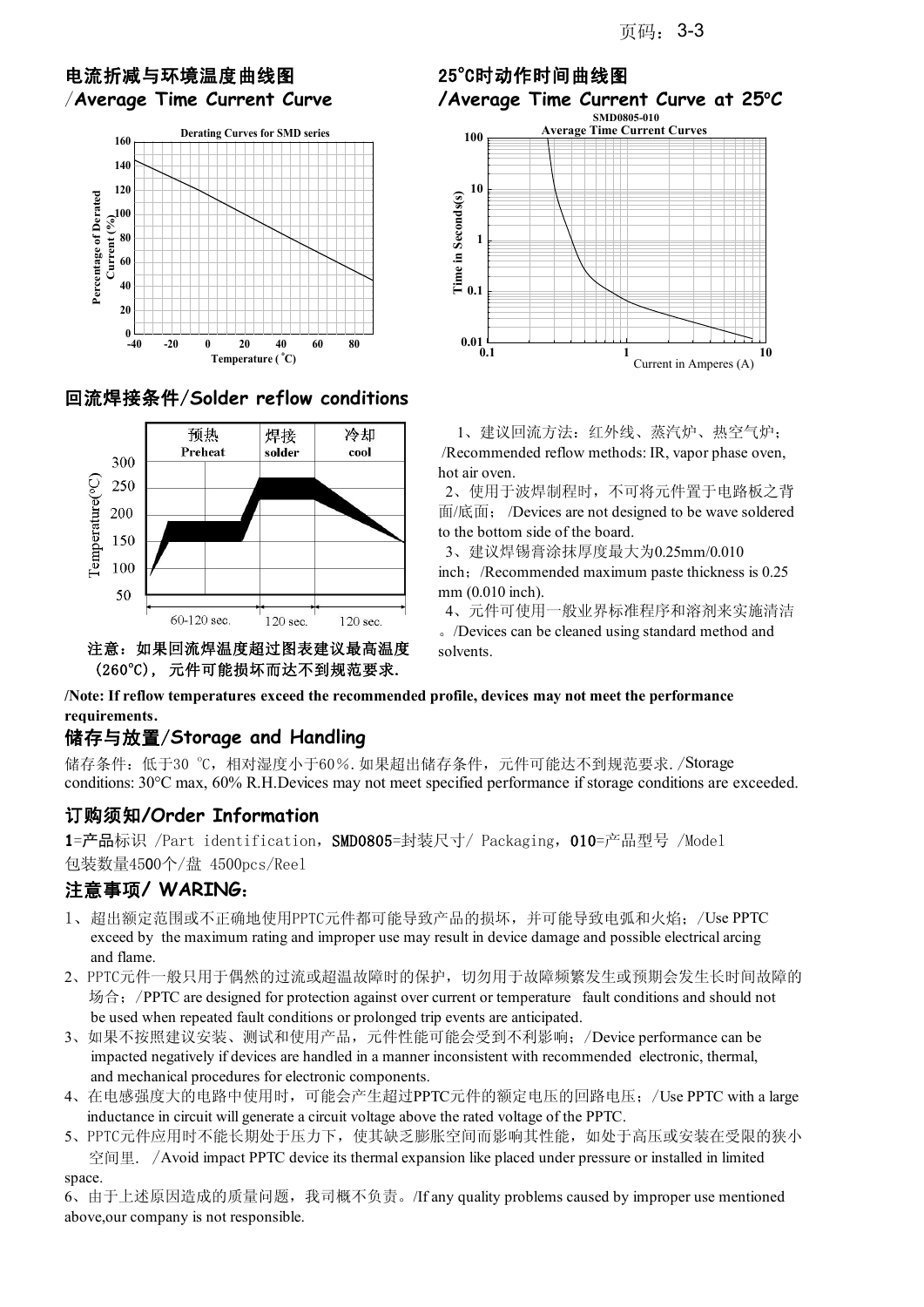## 电流折减与环境温度曲线图 /Average Time Current Curve

Derating Curves for SMD series

Percentage of Derated Current (%)

160
140
120
100
80
60
40
20
0

-40 -20 0 20 40 60 80

Temperature (°C)

## 25°C时动作时间曲线图 /Average Time Current Curve at 25°C

SMD0805-010
Average Time Current Curves

Time in Seconds(s)

100
10
1
0.1
0.01

0.1 1 10

Current in Amperes (A)

## 回流焊接条件/Solder reflow conditions

预热 Preheat
焊接 solder
冷却 cool

Temperature(°C)

300
250
200
150
100
50

60-120 sec. 120 sec. 120 sec.

**注意：如果回流焊温度超过图表建议最高温度（260°C），元件可能损坏而达不到规范要求.**

1、建议回流方法：红外线、蒸汽炉、热空气炉；/Recommended reflow methods: IR, vapor phase oven, hot air oven.

2、使用于波焊制程时，不可将元件置于电路板之背面/底面； /Devices are not designed to be wave soldered to the bottom side of the board.

3、建议焊锡膏涂抹厚度最大为0.25mm/0.010 inch；/Recommended maximum paste thickness is 0.25 mm (0.010 inch).

4、元件可使用一般业界标准程序和溶剂来实施清洁。/Devices can be cleaned using standard method and solvents.

**/Note: If reflow temperatures exceed the recommended profile, devices may not meet the performance requirements.**

## 储存与放置/Storage and Handling

储存条件：低于30 ℃，相对湿度小于60％.如果超出储存条件，元件可能达不到规范要求. /Storage conditions: 30°C max, 60% R.H.Devices may not meet specified performance if storage conditions are exceeded.

## 订购须知/Order Information

**1**=产品标识 /Part identification，**SMD0805**=封装尺寸/ Packaging，**010**=产品型号 /Model
包装数量4500个/盘 4500pcs/Reel

## 注意事项/ WARING：

1、超出额定范围或不正确地使用PPTC元件都可能导致产品的损坏，并可能导致电弧和火焰；/Use PPTC exceed by the maximum rating and improper use may result in device damage and possible electrical arcing and flame.

2、PPTC元件一般只用于偶然的过流或超温故障时的保护，切勿用于故障频繁发生或预期会发生长时间故障的场合；/PPTC are designed for protection against over current or temperature fault conditions and should not be used when repeated fault conditions or prolonged trip events are anticipated.

3、如果不按照建议安装、测试和使用产品，元件性能可能会受到不利影响；/Device performance can be impacted negatively if devices are handled in a manner inconsistent with recommended electronic, thermal, and mechanical procedures for electronic components.

4、在电感强度大的电路中使用时，可能会产生超过PPTC元件的额定电压的回路电压；/Use PPTC with a large inductance in circuit will generate a circuit voltage above the rated voltage of the PPTC.

5、PPTC元件应用时不能长期处于压力下，使其缺乏膨胀空间而影响其性能，如处于高压或安装在受限的狭小空间里. /Avoid impact PPTC device its thermal expansion like placed under pressure or installed in limited space.

6、由于上述原因造成的质量问题，我司概不负责。/If any quality problems caused by improper use mentioned above,our company is not responsible.